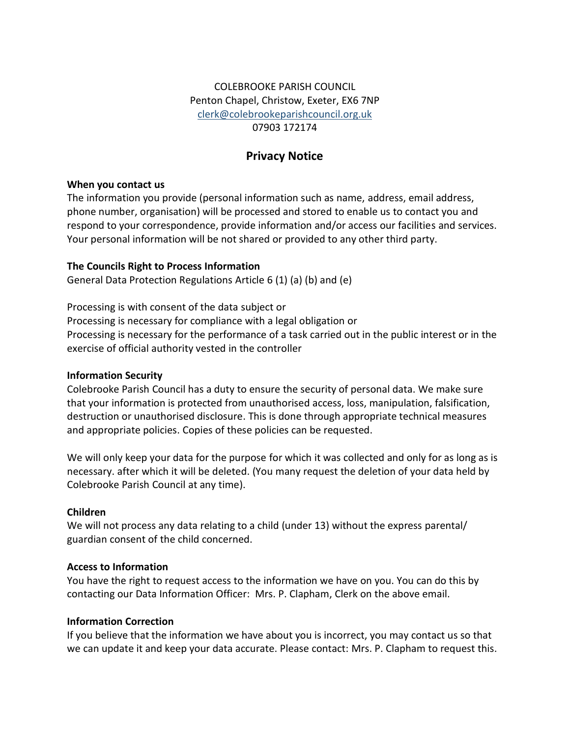COLEBROOKE PARISH COUNCIL
Penton Chapel, Christow, Exeter, EX6 7NP
clerk@colebrookeparishcouncil.org.uk
07903 172174

# Privacy Notice

**When you contact us**

The information you provide (personal information such as name, address, email address, phone number, organisation) will be processed and stored to enable us to contact you and respond to your correspondence, provide information and/or access our facilities and services. Your personal information will be not shared or provided to any other third party.

**The Councils Right to Process Information**

General Data Protection Regulations Article 6 (1) (a) (b) and (e)

Processing is with consent of the data subject or
Processing is necessary for compliance with a legal obligation or
Processing is necessary for the performance of a task carried out in the public interest or in the exercise of official authority vested in the controller

**Information Security**

Colebrooke Parish Council has a duty to ensure the security of personal data. We make sure that your information is protected from unauthorised access, loss, manipulation, falsification, destruction or unauthorised disclosure. This is done through appropriate technical measures and appropriate policies. Copies of these policies can be requested.

We will only keep your data for the purpose for which it was collected and only for as long as is necessary. after which it will be deleted. (You many request the deletion of your data held by Colebrooke Parish Council at any time).

**Children**

We will not process any data relating to a child (under 13) without the express parental/ guardian consent of the child concerned.

**Access to Information**

You have the right to request access to the information we have on you. You can do this by contacting our Data Information Officer: Mrs. P. Clapham, Clerk on the above email.

**Information Correction**

If you believe that the information we have about you is incorrect, you may contact us so that we can update it and keep your data accurate. Please contact: Mrs. P. Clapham to request this.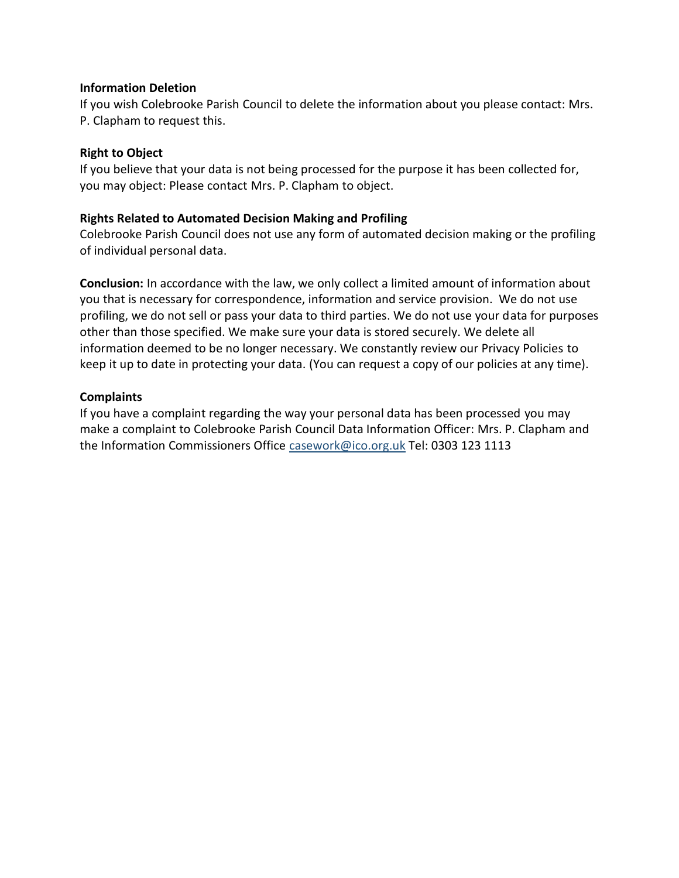**Information Deletion**

If you wish Colebrooke Parish Council to delete the information about you please contact: Mrs. P. Clapham to request this.

**Right to Object**

If you believe that your data is not being processed for the purpose it has been collected for, you may object: Please contact Mrs. P. Clapham to object.

**Rights Related to Automated Decision Making and Profiling**

Colebrooke Parish Council does not use any form of automated decision making or the profiling of individual personal data.

**Conclusion:** In accordance with the law, we only collect a limited amount of information about you that is necessary for correspondence, information and service provision. We do not use profiling, we do not sell or pass your data to third parties. We do not use your data for purposes other than those specified. We make sure your data is stored securely. We delete all information deemed to be no longer necessary. We constantly review our Privacy Policies to keep it up to date in protecting your data. (You can request a copy of our policies at any time).

**Complaints**

If you have a complaint regarding the way your personal data has been processed you may make a complaint to Colebrooke Parish Council Data Information Officer: Mrs. P. Clapham and the Information Commissioners Office casework@ico.org.uk Tel: 0303 123 1113